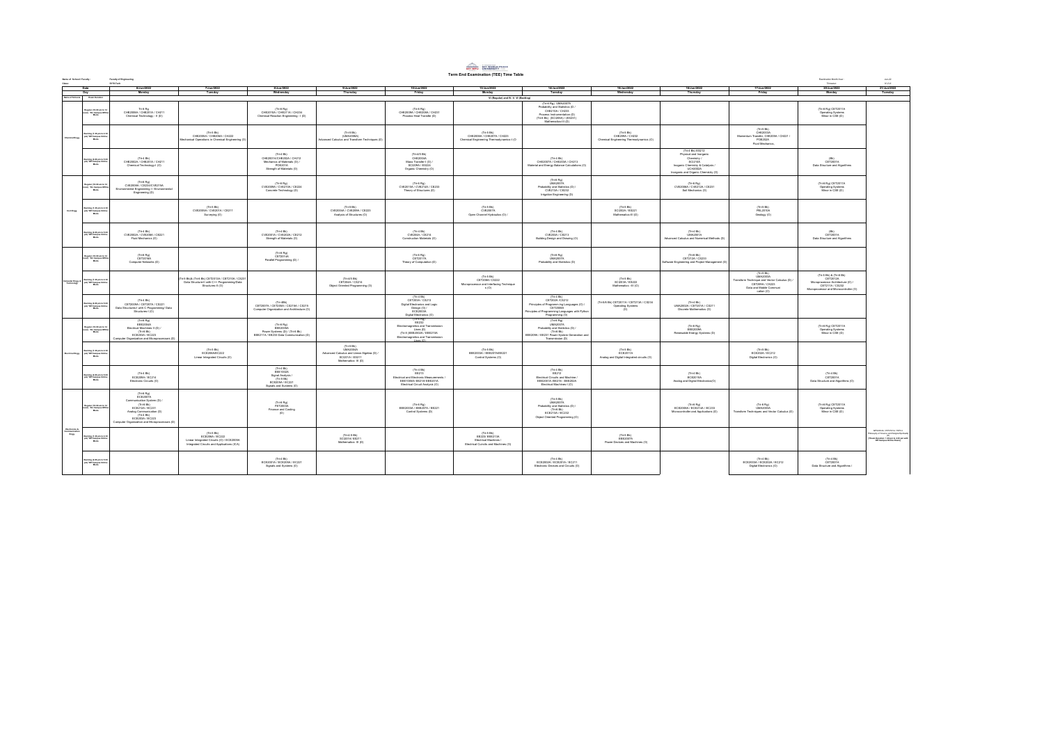# Term End Examination (TEE) Time Table

Name of School / Faculty : Faculty of Engineering
Class : B.Tech

Examination Month-Year : Jun-22
Semester : IV, VI

| Date | | 6-Jun-2022 | 7-Jun-2022 | 8-Jun-2022 | 9-Jun-2022 | 10-Jun-2022 | 13-Jun-2022 | 14-Jun-2022 | 15-Jun-2022 | 16-Jun-2022 | 17-Jun-2022 | 20-Jun-2022 | 21-Jun-2022 |
|---|---|---|---|---|---|---|---|---|---|---|---|---|---|
| Day | | Monday | Tuesday | Wednesday | Thursday | Friday | Monday | Tuesday | Wednesday | Thursday | Friday | Monday | Tuesday |
| Name of School | Exam Duration | VI (Regular) and IV, V, VI (Backlog) | | | | | | | | | | | |
| Chemical Engg. | Regular (10:00 am to 12 noon) MIT Campus Offline Mode | (Tri-6 Rg) CHE2006A / CHE201A / CH211 Chemical Technology - II (D) | | (Tri-6 Rg) CHE2010A / CHE211A / CH234 Chemical Reaction Engineering - I (D) | | (Tri-6 Rg) CHE2009A / CHE209A / CH231 Process Heat Transfer (D) | | (Tri-6 Rg) UMA2007A Probability and Statistics (D) / CHE210A / CH233 Process Instrumentation (D) (Tri-6 Bk) (EC205A) / (ES231) Mathematics-III (D) | | | | (Tri-6 Rg) CET2011A Operating Systems Minor in CSE (D) | |
| | Backlog (1:30 pm to 3:30 pm) MIT Campus Offline Mode | | (Tri-5 Bk) CHE205A / CHE206A / CH222 Mechanical Operations in Chemical Engineering (D) | | (Tri-5 Bk) UMA2006A Advanced Calculus and Transform Techniques (D) | | (Tri-5 Bk) CHE2006A / CHE207A / CH223 Chemical Engineering Thermodynamics-I (D) | | (Tri-5 Bk) CHE206A / CH232 Chemical Engineering Thermodynamics (O) | | (Tri-5 Bk) CHE2003A Momentum Transfer, CHE205A / CH221 / PCE202A Fluid Mechanics | | |
| | Backlog (4:00 pm to 6:00 pm) MIT Campus Offline Mode | (Tri-4 Bk) CHE2002A / CHE201A / CH211 Chemical Technology-I (O) | | (Tri-4 Bk) CHE2001A/CHE202A / CH212 Mechanics of Materials (D) / PCE201A Strength of Materials (D) | | (Tri-4/5 Bk) CHE2004A Mass Transfer-I (D) / EC204A / ES224 Organic Chemistry (O) | | (Tri-4 Bk) CHE2007A / CHE203A / CH213 Material and Energy Balance Calculations (O) | | (Tri-4 Bk) ES212 Physical and Inorganic Chemistry / EC214A Inorganic Chemistry & Catalysis / UCH2002A Inorganic and Organic Chemistry (O) | | (Bk) CET2001A Data Structure and Algorithms | |
| Civil Engg. | Regular (10:00 am to 12 noon) MIT Campus Offline Mode | (Tri-6 Rg) CVE2008A / CE2011/CVE211A Environmental Engineering I / Environmental Engineering (D) | | (Tri-6 Rg) CVE2009A / CVE210A / CE224 Concrete Technology (D) | | (Tri-6 Rg) CVE2010A / CVE214A / CE233 Theory of Structures (D) | | (Tri-6 Rg) UMA2007A Probability and Statistics (D) / CVE213A / CE232 Irrigation Engineering (D) | | (Tri-6 Rg) CVE2006A / CVE212A / CE231 Soil Mechanics (D) | | (Tri-6 Rg) CET2011A Operating Systems Minor in CSE (D) | |
| | Backlog (1:30 pm to 3:30 pm) MIT Campus Offline Mode | | (Tri-5 Bk) CVE2005A / CVE201A / CE211 Surveying (O) | | (Tri-5 Bk) CVE2004A / CVE209A / CE223 Analysis of Structures (O) | | (Tri-5 Bk) CVE2007A Open Channel Hydraulics (O) | | (Tri-5 Bk) EC203A / ES221 Mathematics-III (O) | | (Tri-5 Bk) PEL2010A Geology (O) | | |
| | Backlog (4:00 pm to 6:00 pm) MIT Campus Offline Mode | (Tri-4 Bk) CVE2002A / CVE209A / CE221 Fluid Mechanics (O) | | (Tri-4 Bk) CVE2001A / CVE202A / CE212 Strength of Materials (O) | | (Tri-4 Bk) CVE204A / CE214 Construction Materials (O) | | (Tri-4 Bk) CVE203A / CE213 Building Design and Drawing (O) | | (Tri-4 Bk) UMA2001A Advanced Calculus and Numerical Methods (D) | | (Bk) CET2001A Data Structure and Algorithms | |
| Computer Science & Technology | Regular (10:00 am to 12 noon) MIT Campus Offline Mode | (Tri-6 Rg) CET2018A Computer Networks (D) | | (Tri-6 Rg) CET2014A Parallel Programming (D) / | | (Tri-6 Rg) CET2017A Theory of Computation (D) | | (Tri-6 Rg) UMA2007A Probability and Statistics (D) | | (Tri-6 Bk) CET212A / CS233 Software Engineering and Project Management (D) | | | |
| | Backlog (1:30 pm to 3:30 pm) MIT Campus Offline Mode | | (Tri-5 Bk)& (Tri-6 Bk) CET2013A / CET210A / CS231 Data Structures with C++ Programming/Data Structures II (O) | | (Tri-5 Bk) CET204A / CS214 Object Oriented Programming (O) | | (Tri-5 Bk) CET2006A / CS222 Microprocessor and Interfacing Technique s (O) | | (Tri-5 Bk) EC202A / ES222 Mathematics-III (O) | | (Tri-5 Bk) UMA2003A Transform Technique and Vector Calculus (D) / CET209A / CS223 Data and Mobile Communication (O) | (Tri-5 Bk) & (Tri-6 Bk) CET2012A Microprocessor Architecture (D) / CET211A / CS232 Microprocessor and Microcontroller (D) | |
| | Backlog (4:00 pm to 6:00 pm) MIT Campus Offline Mode | (Tri-4 Bk) CET2009A / CET201A / CS221 Data Structures I with C Programming/ Data Structures-I (O) | | (Tri-4Bk) CET2007A / CET205A / CS215 Computer Organization and Architecture (O) | | (Tri-4 Bk) CET203A / CS213 Digital Electronics and Logic Design (O) / ECE2003A Digital Electronics (O) | | (Tri-4 Bk) CET2004A / CS212 Principles of Programming Languages (O) / CET2008A Principles of Programming Languages with Python Programming (O) | (Tri-5/6 Bk) CET2011A / CET213A / CS234 Operating Systems (O) | (Tri-4 Bk) UMA2002A / CET202A / CS211 Discrete Mathematics (O) | | | |
| Electrical Engg. | Regular (10:00 am to 12 noon) MIT Campus Offline Mode | (Tri-6 Rg) EEE2006A Electrical Machines II (D) / (Tri-6 Bk) EC203A / EC223 Computer Organization and Microprocessors (D) | | (Tri-6 Rg) EEE2009A Power Systems (D) / (Tri-6 Bk) EEE211A / EE233 Data Communication (O) | | (Tri-6 Rg) EE232 Electromagnetics and Transmission Lines (D) (Tri-5 Bk) EEE2002A / EEE210A Electromagnetics and Transmission Lines (O) | | (Tri-6 Rg) UMA2007A Probability and Statistics (D) / (Tri-6 Bk) EEE209A / EE231 Power System Generation and Transmission (D) | | (Tri-6 Rg) EEE2008A Renewable Energy Systems (D) | | (Tri-6 Rg) CET2011A Operating Systems Minor in CSE (D) | |
| | Backlog (1:30 pm to 3:30 pm) MIT Campus Offline Mode | | (Tri-5 Bk) ECE2006A/EC222 Linear Integrated Circuits (O) | | (Tri-5 Bk) UMA2004A Advanced Calculus and Linear Algebra (D) / SC201A / ES211 Mathematics- III (O) | | (Tri-5 Bk) EEE2002A / EEE207A/EE221 Control Systems (O) | | (Tri-5 Bk) ECE201A Analog and Digital Integrated circuits (O) | | (Tri-5 Bk) ECE202A / EC212 Digital Electronics (O) | | |
| | Backlog (4:00 pm to 6:00 pm) MIT Campus Offline Mode | (Tri-4 Bk) ECE208A / EC214 Electronic Circuits (O) | | (Tri-4 Bk) EEE1002A Signal Analysis / (Tri-5 Bk) ECE204A / EC227 Signals and Systems (O) | | (Tri-4 Bk) EE213 Electrical and Electronic Measurements / EEE1006A/ EEE210A / EEE2001A Electrical Circuit Analysis (O) | | (Tri-4 Bk) EE212 Electrical Circuits and Machine / EEE2001A / EEE214 / EEE202A Electrical Machines I (O) | | (Tri-4 Bk) ECE2010A Analog and Digital Electronics (O) | | (Tri-4 Bk) CET2001A Data Structure and Algorithms (O) | |
| Electronics & Communication Engg. | Regular (10:00 am to 12 noon) MIT Campus Offline Mode | (Tri-6 Rg) ECE2007A Communication System (D) / (Tri-6 Bk) ECE212A / EC231 Analog Communication (D) (Tri-6 Bk) ECE203A / EC223 Computer Organization and Microprocessors (D) | | (Tri-6 Rg) FET2003A Finance and Costing (D) | | (Tri-6 Rg) EEE2003A / EEE207A / EE221 Control Systems (D) | | (Tri-6 Rg) UMA2007A Probability and Statistics (D) / (Tri-6 Bk) ECE213A / EC232 Object Oriented Programming (O) | | (Tri-6 Rg) ECE2008A / ECE214A / EC233 Microcontroller and Applications (D) | (Tri-6 Rg) UMA2003A Transform Techniques and Vector Calculus (D) | (Tri-6 Rg) CET2011A Operating Systems Minor in CSE (D) | Philosophy of Science and Religion/Spirituality (Timings Deviation: 1:30 pm to 3:30 pm with MIT Campus Offline Mode) |
| | Backlog (1:30 pm to 3:30 pm) MIT Campus Offline Mode | | (Tri-5 Bk) ECE206A / EC222 Linear Integrated Circuits (O) / ECE2005A Integrated Circuits and Applications (ICA) | | (Tri-5 Bk) SC201A / ES211 Mathematics- III (O) | | (Tri-5 Bk) EE223 / EEE213A Electrical Machines / Electrical Circuits and Machines (O) | | (Tri-5 Bk) EEE2007A Power Devices and Machines (O) | | | | |
| | Backlog (4:00 pm to 6:00 pm) MIT Campus Offline Mode | | | (Tri-4 Bk) ECE2010A / ECE204A / EC227 Signals and Systems (O) | | | | (Tri-4 Bk) ECE202A / ECE201A / EC211 Electronic Devices and Circuits (O) | | | (Tri-4 Bk) ECE2009A / ECE202A / EC212 Digital Electronics (O) | (Tri-4 Bk) CET2001A Data Structure and Algorithms | |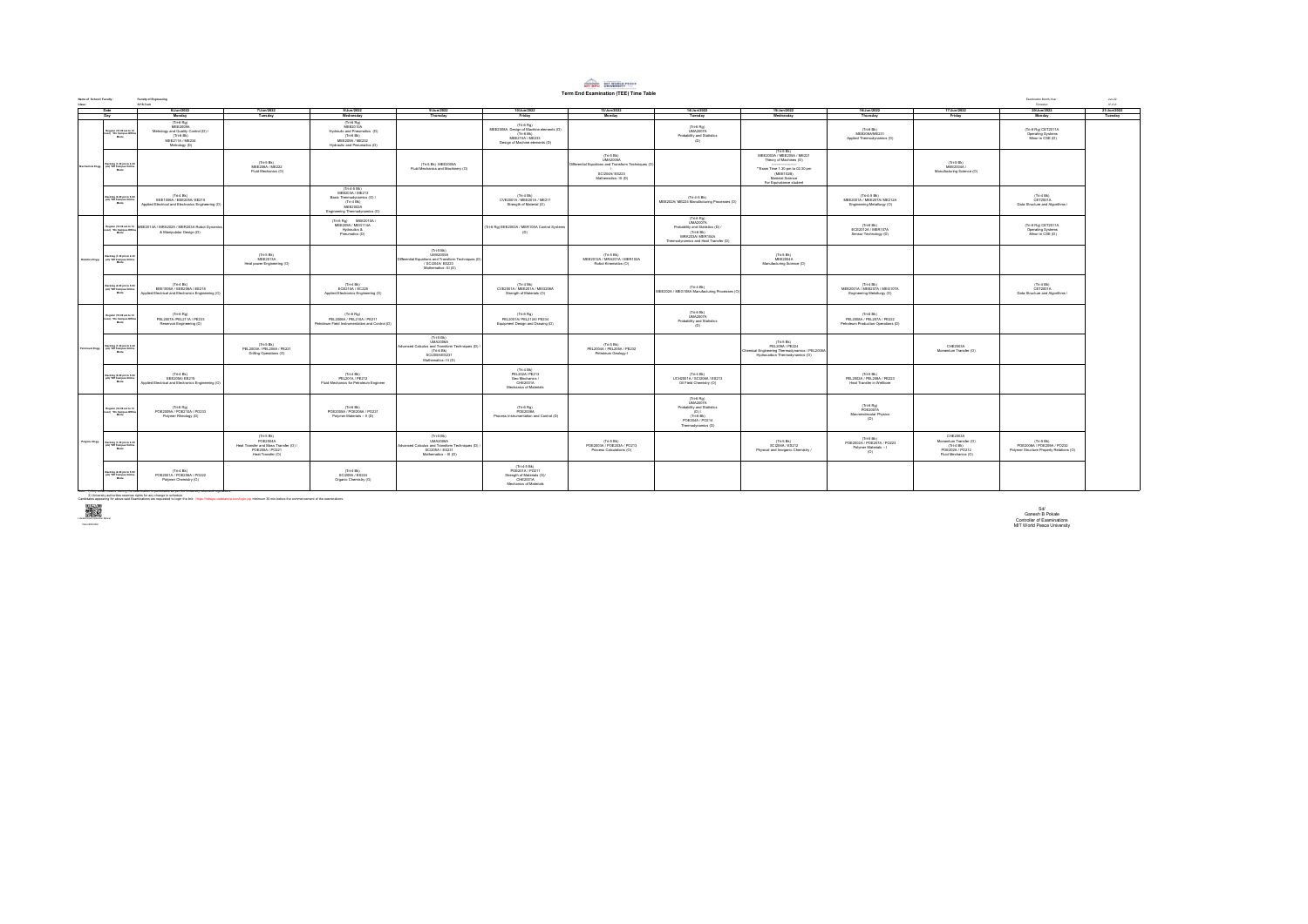MIT WORLD PEACE UNIVERSITY

# Term End Examination (TEE) Time Table

Name of School / Faculty : Faculty of Engineering
Class : SY B.Tech

Examination Month-Year : Jun-22
Trimester : III (T-3)

| Date | | 6/Jun/2022 | 7/Jun/2022 | 8/Jun/2022 | 9/Jun/2022 | 10/Jun/2022 | 13/Jun/2022 | 14/Jun/2022 | 15/Jun/2022 | 16/Jun/2022 | 17/Jun/2022 | 20/Jun/2022 | 21/Jun/2022 |
|---|---|---|---|---|---|---|---|---|---|---|---|---|---|
| Day | | Monday | Tuesday | Wednesday | Thursday | Friday | Monday | Tuesday | Wednesday | Thursday | Friday | Monday | Tuesday |
| Mechanical Engg | Regular (10.00 am to 12 noon) *On Campus Offline Mode | (Tri-6 Rg) MEE3209A Metrology and Quality Control (D) / (Tri-6 Bk) ME3271A / ME224 Metrology (D) | | (Tri-6 Rg) MEE3210A Hydraulic and Pneumatics (D) (Tri-6 Bk) MEE209A / ME232 Hydraulic and Pneumatics (E) | | (Tri-6 Rg) MEE3205A Design of Machine elements (D) (Tri-6 Bk) MEE215A / ME231 Design of Machine elements (D) | | (Tri-6 Rg) UMA2007A Probability and Statistics (D) | | (Tri-6 Bk) MEE209A/ME231 Applied Thermodynamics (D) | | (Tri-6 Rg) CET2011A Operating Systems Minor in CSE (D) | |
| | Backlog (1.30 pm to 3.30 pm) *All Campus Online Mode | | (Tri-5 Bk) MEE208A / ME222 Fluid Mechanics (O) | | (Tri-5 Bk) MEE2008A Fluid Mechanics and Machinery (O) | | (Tri-5 Bk) UMA2006A Differential Equations and Transform Techniques (O) / SC206A/ ES223 Mathematics - III (O) | | (Tri-5 Bk) MEE2003A / MEE205A / ME227 Theory of Machines (O) ------ **Exam Time 1.30 pm to 03.30 pm (MEE1028) Material Science For Equivalence student | | (Tri-5 Bk) MEE2004A / Manufacturing Science (O) | | |
| | Backlog (4.00 pm to 6.00 pm) *All Campus Online Mode | (Tri-4 Bk) EEE1005A / EEE205A / EE215 Applied Electrical and Electronics Engineering (O) | | (Tri-4 Bk) MEE203A / ME213 Basic Thermodynamics (O) / (Tri-4 Bk) MEE203A Engineering Thermodynamics (O) | | (Tri-4 Bk) CVE2001A / MEE201A / ME211 Strength of Material (O) | | (Tri-4-5 Bk) MEE202A / ME224 Manufacturing Processes (O) | | (Tri-4-5 Bk) MEE2007A / MEE201A / MEE212A Engineering Metallurgy (O) | | (Tri-4 Bk) CET2001A Data Structure and Algorithms | |
| Robotics Engg | Regular (10.00 am to 12 noon) *On Campus Offline Mode | MEE2014A / MRR202A / MRR201A Robot Dynamics & Manipulator Design (D) | | (Tri-6) MEE2015A / MEE209A / MRG214A Hydraulics & Pneumatics (D) | | (Tri-6 Rg) MRR2002A / MRR106A Control Systems (D) | | (Tri-6 Rg) UMA2007A Probability and Statistics (D) / (Tri-6 Bk) MRA203A/ MER104A Thermodynamics and Heat Transfer (D) | | (Tri-6 Bk) ECE2012A / MER107A Sensor Technology (D) | | (Tri-6 Rg) CET2011A Operating Systems Minor in CSE (D) | |
| | Backlog (1.30 pm to 3.30 pm) *All Campus Online Mode | | (Tri-5 Bk) MEE2013A Heat power Engineering (O) | | (Tri-5 Bk) UMA2006A Differential Equations and Transform Techniques (O) / SC206A/ ES223 Mathematics - III (O) | | (Tri-5 Bk) MEE2012A / MRA201A / MER102A Robot Kinematics (O) | | (Tri-5 Bk) MEE2004A Manufacturing Science (O) | | | | |
| | Backlog (4.00 pm to 6.00 pm) *All Campus Online Mode | (Tri-4 Bk) EEE1005A / EEE208A / EE215 Applied Electrical and Electronics Engineering (O) | | (Tri-4 Bk) ECE210A / EC225 Applied Electronics Engineering (O) | | (Tri-4 Bk) CVE2001A / MEE201A / MEG206A Strength of Materials (O) | | (Tri-4 Bk) MEE202A / MEE105A Manufacturing Processes (O) | | (Tri-4 Bk) MEE2007A / MEE207A / MEE107A Engineering Metallurgy (O) | | (Tri-4 Bk) CET2001A Data Structure and Algorithms / | |
| Petroleum Engg | Regular (10.00 am to 12 noon) *On Campus Offline Mode | (Tri-6 Rg) PEL2007A /PEL271A / PE233 Reservoir Engineering (D) | | (Tri-6 Rg) PEL2006A / PEL210A / PE211 Petroleum Field Instrumentation and Control (D) | | (Tri-6 Rg) PEL2001A/ PEL212A/ PE234 Equipment Design and Drawing (D) | | (Tri-6 Rg) UMA2007A Probability and Statistics (D) | | (Tri-6 Bk) PEL208A / PEL207A / PE232 Petroleum Production Operations (D) | | | |
| | Backlog (1.30 pm to 3.30 pm) *All Campus Online Mode | | (Tri-5 Bk) PEL2003A / PEL208A / PE221 Drilling Operations (O) | | (Tri-5 Bk) UMA2006A Advanced Calculus and Transform Techniques (O) / (Tri-6 Bk) SC206A/ES221 Mathematics - III (O) | | (Tri-5 Bk) PEL2004A / PEL206A / PE232 Petroleum Geology I | | (Tri-5 Bk) PEL206A / PE224 Chemical Engineering Thermodynamics / PEL2005A Hydrocarbon Thermodynamics (O) | | CHE2003A Momentum Transfer (O) | | |
| | Backlog (4.00 pm to 6.00 pm) *All Campus Online Mode | (Tri-4 Bk) EEE206A/ EE215 Applied Electrical and Electronics Engineering (O) | | (Tri-4 Bk) PEL201A / PE212 Fluid Mechanics for Petroleum Engineer | | (Tri-4 Bk) PEL203A/ PE213 Geo Mechanics / CHE2001A Mechanics of Materials | | (Tri-4 Bk) UCH2001A / SC208A / ES213 Oil Field Chemistry (O) | | (Tri-4 Bk) PEL2002A / PEL206A / PE223 Heat Transfer in Wellbore | | | |
| Polymer Engg | Regular (10.00 am to 12 noon) *On Campus Offline Mode | (Tri-6 Rg) POE2009A / POE210A / PO233 Polymer Rheology (D) | | (Tri-6 Bk) POE2006A / POE206A / PO231 Polymer Materials - II (D) | | (Tri-6 Rg) POE2008A Process Instrumentation and Control (D) | | (Tri-6 Rg) UMA2007A Probability and Statistics (D) / (Tri-6 Bk) POE206A / PO214 Thermodynamics (D) | | (Tri-6 Rg) POE2007A Macromolecular Physics (D) | | | |
| | Backlog (1.30 pm to 3.30 pm) *All Campus Online Mode | | (Tri-5 Bk) POE2004A Heat Transfer and Mass Transfer (O) / POE205A / PO221 Heat Transfer (O) | | (Tri-5 Bk) UMA2006A Advanced Calculus and Transform Techniques (O) / SC206A / ES221 Mathematics - III (O) | | (Tri-5 Bk) POE2003A / POE203A / PO213 Process Calculations (O) | | (Tri-5 Bk) SC209A / ES212 Physical and Inorganic Chemistry / | (Tri-5 Bk) POE2002A / POE201A / PO223 Polymer Materials - I (O) | CHE2003A Momentum Transfer (O) / (Tri-5 Bk) POE202A / PO212 Fluid Mechanics (O) | (Tri-5 Bk) POE2005A / POE205A / PO232 Polymer Structure Property Relations (O) | |
| | Backlog (4.00 pm to 6.00 pm) *All Campus Online Mode | (Tri-4 Bk) POE2001A / POE206A / PO222 Polymer Chemistry (O) | | (Tri-4 Bk) SC209A / ES224 Organic Chemistry (O) | | (Tri-4-5 Bk) POE201A / PO211 Strength of Materials (O) / CHE2001A Mechanics of Materials | | | | | | | |

2) University authorities reserves rights for any change in schedule.
Candidates appearing for above said Examinations are requested to login the link https://mitwpu.eduwebsite.com/login.jsp minimum 30 min before the commencement of the examinations.

Sd/
Ganesh B Pokale
Controller of Examinations
MIT World Peace University